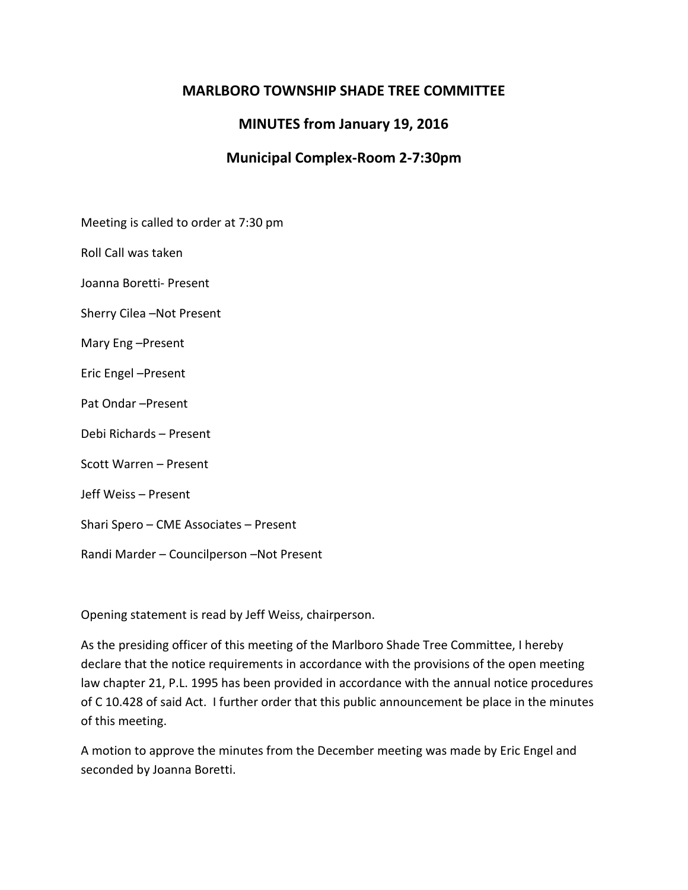# MARLBORO TOWNSHIP SHADE TREE COMMITTEE

## MINUTES from January 19, 2016

## Municipal Complex-Room 2-7:30pm

Meeting is called to order at 7:30 pm

Roll Call was taken

Joanna Boretti- Present

Sherry Cilea –Not Present

Mary Eng –Present

Eric Engel –Present

Pat Ondar –Present

Debi Richards – Present

Scott Warren – Present

Jeff Weiss – Present

Shari Spero – CME Associates – Present

Randi Marder – Councilperson –Not Present

Opening statement is read by Jeff Weiss, chairperson.

As the presiding officer of this meeting of the Marlboro Shade Tree Committee, I hereby declare that the notice requirements in accordance with the provisions of the open meeting law chapter 21, P.L. 1995 has been provided in accordance with the annual notice procedures of C 10.428 of said Act. I further order that this public announcement be place in the minutes of this meeting.

A motion to approve the minutes from the December meeting was made by Eric Engel and seconded by Joanna Boretti.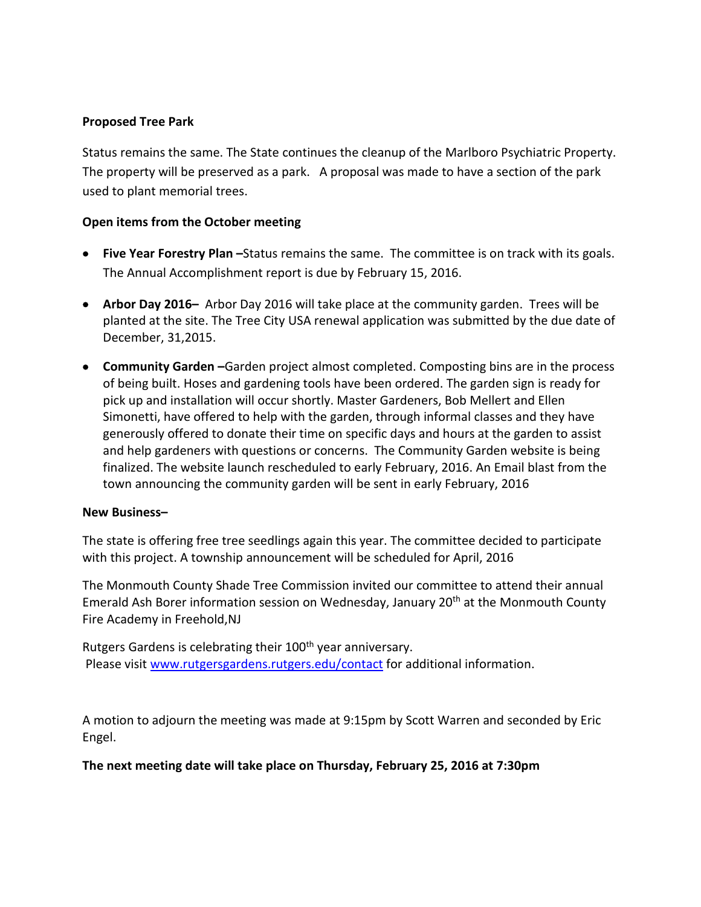**Proposed Tree Park**

Status remains the same. The State continues the cleanup of the Marlboro Psychiatric Property. The property will be preserved as a park. A proposal was made to have a section of the park used to plant memorial trees.

**Open items from the October meeting**

- **Five Year Forestry Plan –**Status remains the same. The committee is on track with its goals. The Annual Accomplishment report is due by February 15, 2016.
- **Arbor Day 2016–** Arbor Day 2016 will take place at the community garden. Trees will be planted at the site. The Tree City USA renewal application was submitted by the due date of December, 31,2015.
- **Community Garden –**Garden project almost completed. Composting bins are in the process of being built. Hoses and gardening tools have been ordered. The garden sign is ready for pick up and installation will occur shortly. Master Gardeners, Bob Mellert and Ellen Simonetti, have offered to help with the garden, through informal classes and they have generously offered to donate their time on specific days and hours at the garden to assist and help gardeners with questions or concerns. The Community Garden website is being finalized. The website launch rescheduled to early February, 2016. An Email blast from the town announcing the community garden will be sent in early February, 2016

**New Business–**

The state is offering free tree seedlings again this year. The committee decided to participate with this project. A township announcement will be scheduled for April, 2016

The Monmouth County Shade Tree Commission invited our committee to attend their annual Emerald Ash Borer information session on Wednesday, January 20th at the Monmouth County Fire Academy in Freehold,NJ

Rutgers Gardens is celebrating their 100th year anniversary.
Please visit [www.rutgersgardens.rutgers.edu/contact](www.rutgersgardens.rutgers.edu/contact) for additional information.

A motion to adjourn the meeting was made at 9:15pm by Scott Warren and seconded by Eric Engel.

**The next meeting date will take place on Thursday, February 25, 2016 at 7:30pm**